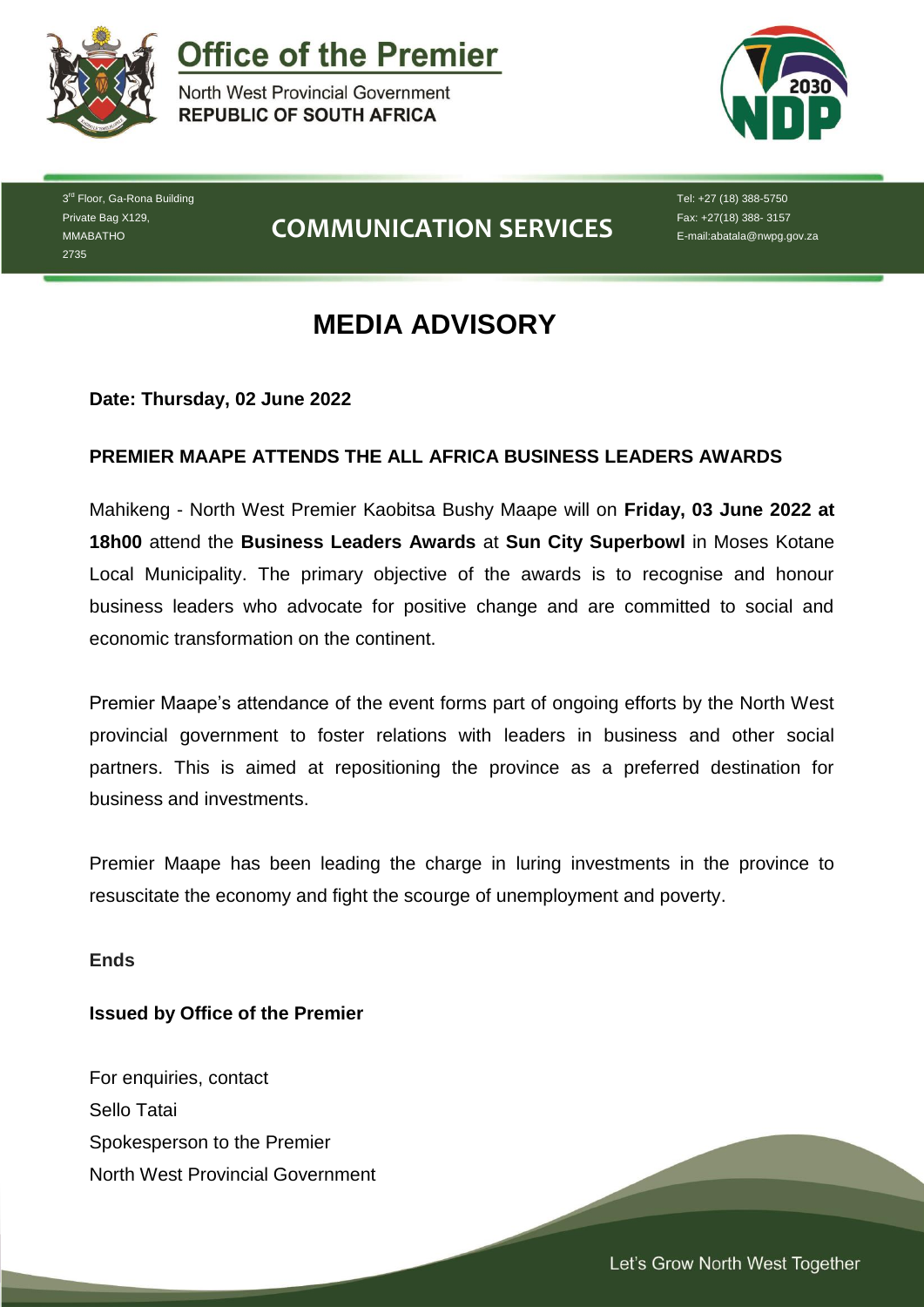# Office of the Premier

North West Provincial Government
**REPUBLIC OF SOUTH AFRICA**

3rd Floor, Ga-Rona Building
Private Bag X129,
MMABATHO
2735

## COMMUNICATION SERVICES

Tel: +27 (18) 388-5750
Fax: +27(18) 388- 3157
E-mail:abatala@nwpg.gov.za

# MEDIA ADVISORY

**Date: Thursday, 02 June 2022**

**PREMIER MAAPE ATTENDS THE ALL AFRICA BUSINESS LEADERS AWARDS**

Mahikeng - North West Premier Kaobitsa Bushy Maape will on **Friday, 03 June 2022 at 18h00** attend the **Business Leaders Awards** at **Sun City Superbowl** in Moses Kotane Local Municipality. The primary objective of the awards is to recognise and honour business leaders who advocate for positive change and are committed to social and economic transformation on the continent.

Premier Maape's attendance of the event forms part of ongoing efforts by the North West provincial government to foster relations with leaders in business and other social partners. This is aimed at repositioning the province as a preferred destination for business and investments.

Premier Maape has been leading the charge in luring investments in the province to resuscitate the economy and fight the scourge of unemployment and poverty.

**Ends**

**Issued by Office of the Premier**

For enquiries, contact
Sello Tatai
Spokesperson to the Premier
North West Provincial Government

Let's Grow North West Together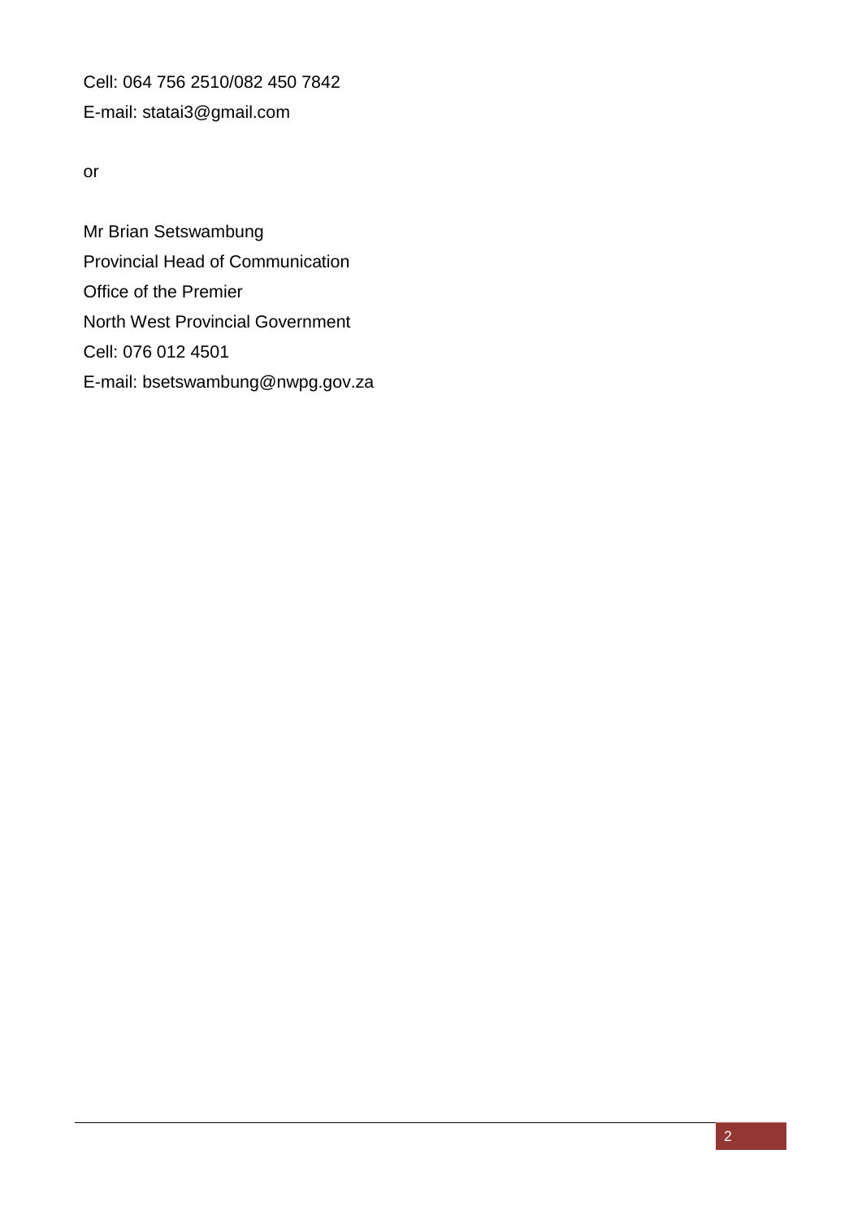Cell: 064 756 2510/082 450 7842

E-mail: statai3@gmail.com

or

Mr Brian Setswambung

Provincial Head of Communication

Office of the Premier

North West Provincial Government

Cell: 076 012 4501

E-mail: bsetswambung@nwpg.gov.za